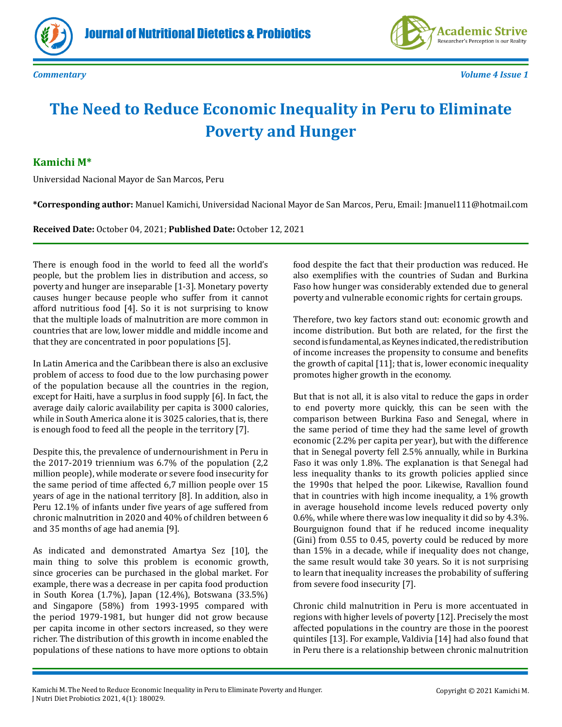*Commentary*

# The Need to Reduce Economic Inequality in Peru to Eliminate Poverty and Hunger

## Kamichi M*

Universidad Nacional Mayor de San Marcos, Peru

**\*Corresponding author:** Manuel Kamichi, Universidad Nacional Mayor de San Marcos, Peru, Email: Jmanuel111@hotmail.com

**Received Date:** October 04, 2021; **Published Date:** October 12, 2021

There is enough food in the world to feed all the world's people, but the problem lies in distribution and access, so poverty and hunger are inseparable [1-3]. Monetary poverty causes hunger because people who suffer from it cannot afford nutritious food [4]. So it is not surprising to know that the multiple loads of malnutrition are more common in countries that are low, lower middle and middle income and that they are concentrated in poor populations [5].

In Latin America and the Caribbean there is also an exclusive problem of access to food due to the low purchasing power of the population because all the countries in the region, except for Haiti, have a surplus in food supply [6]. In fact, the average daily caloric availability per capita is 3000 calories, while in South America alone it is 3025 calories, that is, there is enough food to feed all the people in the territory [7].

Despite this, the prevalence of undernourishment in Peru in the 2017-2019 triennium was 6.7% of the population (2,2 million people), while moderate or severe food insecurity for the same period of time affected 6,7 million people over 15 years of age in the national territory [8]. In addition, also in Peru 12.1% of infants under five years of age suffered from chronic malnutrition in 2020 and 40% of children between 6 and 35 months of age had anemia [9].

As indicated and demonstrated Amartya Sez [10], the main thing to solve this problem is economic growth, since groceries can be purchased in the global market. For example, there was a decrease in per capita food production in South Korea (1.7%), Japan (12.4%), Botswana (33.5%) and Singapore (58%) from 1993-1995 compared with the period 1979-1981, but hunger did not grow because per capita income in other sectors increased, so they were richer. The distribution of this growth in income enabled the populations of these nations to have more options to obtain food despite the fact that their production was reduced. He also exemplifies with the countries of Sudan and Burkina Faso how hunger was considerably extended due to general poverty and vulnerable economic rights for certain groups.

Therefore, two key factors stand out: economic growth and income distribution. But both are related, for the first the second is fundamental, as Keynes indicated, the redistribution of income increases the propensity to consume and benefits the growth of capital [11]; that is, lower economic inequality promotes higher growth in the economy.

But that is not all, it is also vital to reduce the gaps in order to end poverty more quickly, this can be seen with the comparison between Burkina Faso and Senegal, where in the same period of time they had the same level of growth economic (2.2% per capita per year), but with the difference that in Senegal poverty fell 2.5% annually, while in Burkina Faso it was only 1.8%. The explanation is that Senegal had less inequality thanks to its growth policies applied since the 1990s that helped the poor. Likewise, Ravallion found that in countries with high income inequality, a 1% growth in average household income levels reduced poverty only 0.6%, while where there was low inequality it did so by 4.3%. Bourguignon found that if he reduced income inequality (Gini) from 0.55 to 0.45, poverty could be reduced by more than 15% in a decade, while if inequality does not change, the same result would take 30 years. So it is not surprising to learn that inequality increases the probability of suffering from severe food insecurity [7].

Chronic child malnutrition in Peru is more accentuated in regions with higher levels of poverty [12]. Precisely the most affected populations in the country are those in the poorest quintiles [13]. For example, Valdivia [14] had also found that in Peru there is a relationship between chronic malnutrition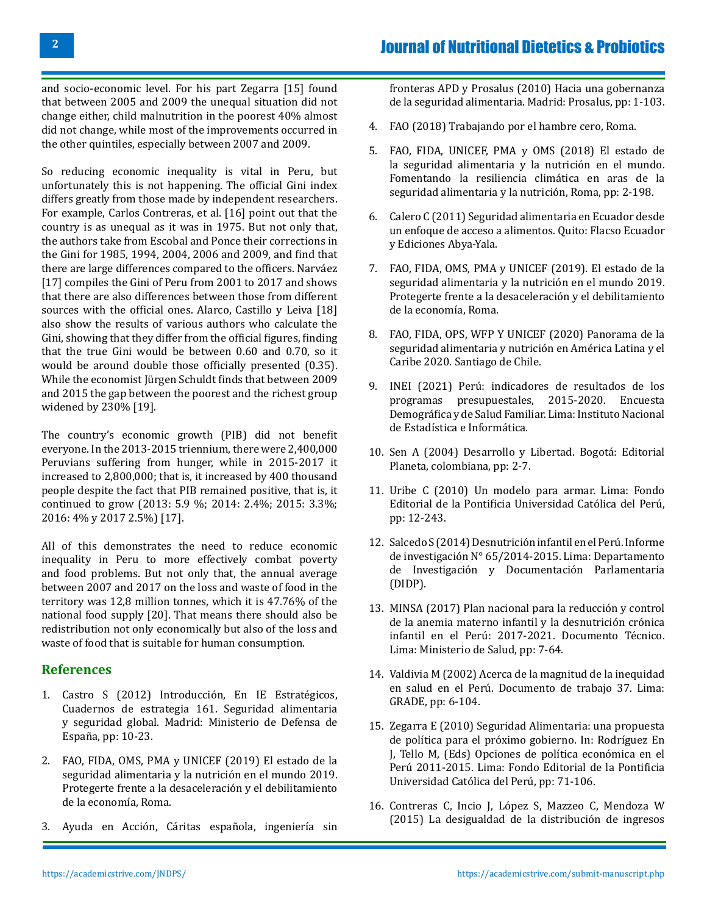and socio-economic level. For his part Zegarra [15] found that between 2005 and 2009 the unequal situation did not change either, child malnutrition in the poorest 40% almost did not change, while most of the improvements occurred in the other quintiles, especially between 2007 and 2009.

So reducing economic inequality is vital in Peru, but unfortunately this is not happening. The official Gini index differs greatly from those made by independent researchers. For example, Carlos Contreras, et al. [16] point out that the country is as unequal as it was in 1975. But not only that, the authors take from Escobal and Ponce their corrections in the Gini for 1985, 1994, 2004, 2006 and 2009, and find that there are large differences compared to the officers. Narváez [17] compiles the Gini of Peru from 2001 to 2017 and shows that there are also differences between those from different sources with the official ones. Alarco, Castillo y Leiva [18] also show the results of various authors who calculate the Gini, showing that they differ from the official figures, finding that the true Gini would be between 0.60 and 0.70, so it would be around double those officially presented (0.35). While the economist Jürgen Schuldt finds that between 2009 and 2015 the gap between the poorest and the richest group widened by 230% [19].

The country's economic growth (PIB) did not benefit everyone. In the 2013-2015 triennium, there were 2,400,000 Peruvians suffering from hunger, while in 2015-2017 it increased to 2,800,000; that is, it increased by 400 thousand people despite the fact that PIB remained positive, that is, it continued to grow (2013: 5.9 %; 2014: 2.4%; 2015: 3.3%; 2016: 4% y 2017 2.5%) [17].

All of this demonstrates the need to reduce economic inequality in Peru to more effectively combat poverty and food problems. But not only that, the annual average between 2007 and 2017 on the loss and waste of food in the territory was 12,8 million tonnes, which it is 47.76% of the national food supply [20]. That means there should also be redistribution not only economically but also of the loss and waste of food that is suitable for human consumption.

## References

1. Castro S (2012) Introducción, En IE Estratégicos, Cuadernos de estrategia 161. Seguridad alimentaria y seguridad global. Madrid: Ministerio de Defensa de España, pp: 10-23.
2. FAO, FIDA, OMS, PMA y UNICEF (2019) El estado de la seguridad alimentaria y la nutrición en el mundo 2019. Protegerte frente a la desaceleración y el debilitamiento de la economía, Roma.
3. Ayuda en Acción, Cáritas española, ingeniería sin fronteras APD y Prosalus (2010) Hacia una gobernanza de la seguridad alimentaria. Madrid: Prosalus, pp: 1-103.
4. FAO (2018) Trabajando por el hambre cero, Roma.
5. FAO, FIDA, UNICEF, PMA y OMS (2018) El estado de la seguridad alimentaria y la nutrición en el mundo. Fomentando la resiliencia climática en aras de la seguridad alimentaria y la nutrición, Roma, pp: 2-198.
6. Calero C (2011) Seguridad alimentaria en Ecuador desde un enfoque de acceso a alimentos. Quito: Flacso Ecuador y Ediciones Abya-Yala.
7. FAO, FIDA, OMS, PMA y UNICEF (2019). El estado de la seguridad alimentaria y la nutrición en el mundo 2019. Protegerte frente a la desaceleración y el debilitamiento de la economía, Roma.
8. FAO, FIDA, OPS, WFP Y UNICEF (2020) Panorama de la seguridad alimentaria y nutrición en América Latina y el Caribe 2020. Santiago de Chile.
9. INEI (2021) Perú: indicadores de resultados de los programas presupuestales, 2015-2020. Encuesta Demográfica y de Salud Familiar. Lima: Instituto Nacional de Estadística e Informática.
10. Sen A (2004) Desarrollo y Libertad. Bogotá: Editorial Planeta, colombiana, pp: 2-7.
11. Uribe C (2010) Un modelo para armar. Lima: Fondo Editorial de la Pontificia Universidad Católica del Perú, pp: 12-243.
12. Salcedo S (2014) Desnutrición infantil en el Perú. Informe de investigación N° 65/2014-2015. Lima: Departamento de Investigación y Documentación Parlamentaria (DIDP).
13. MINSA (2017) Plan nacional para la reducción y control de la anemia materno infantil y la desnutrición crónica infantil en el Perú: 2017-2021. Documento Técnico. Lima: Ministerio de Salud, pp: 7-64.
14. Valdivia M (2002) Acerca de la magnitud de la inequidad en salud en el Perú. Documento de trabajo 37. Lima: GRADE, pp: 6-104.
15. Zegarra E (2010) Seguridad Alimentaria: una propuesta de política para el próximo gobierno. In: Rodríguez En J, Tello M, (Eds) Opciones de política económica en el Perú 2011-2015. Lima: Fondo Editorial de la Pontificia Universidad Católica del Perú, pp: 71-106.
16. Contreras C, Incio J, López S, Mazzeo C, Mendoza W (2015) La desigualdad de la distribución de ingresos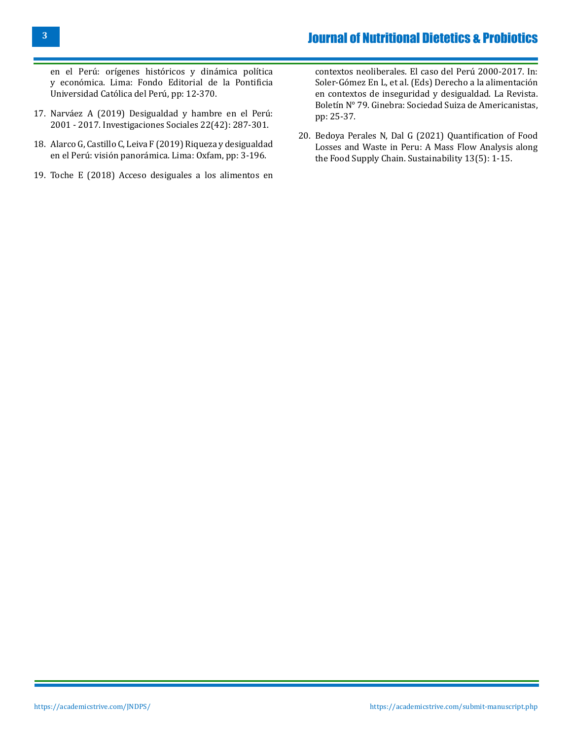en el Perú: orígenes históricos y dinámica política y económica. Lima: Fondo Editorial de la Pontificia Universidad Católica del Perú, pp: 12-370.

17. Narváez A (2019) Desigualdad y hambre en el Perú: 2001 - 2017. Investigaciones Sociales 22(42): 287-301.

18. Alarco G, Castillo C, Leiva F (2019) Riqueza y desigualdad en el Perú: visión panorámica. Lima: Oxfam, pp: 3-196.

19. Toche E (2018) Acceso desiguales a los alimentos en contextos neoliberales. El caso del Perú 2000-2017. In: Soler-Gómez En L, et al. (Eds) Derecho a la alimentación en contextos de inseguridad y desigualdad. La Revista. Boletín N° 79. Ginebra: Sociedad Suiza de Americanistas, pp: 25-37.

20. Bedoya Perales N, Dal G (2021) Quantification of Food Losses and Waste in Peru: A Mass Flow Analysis along the Food Supply Chain. Sustainability 13(5): 1-15.